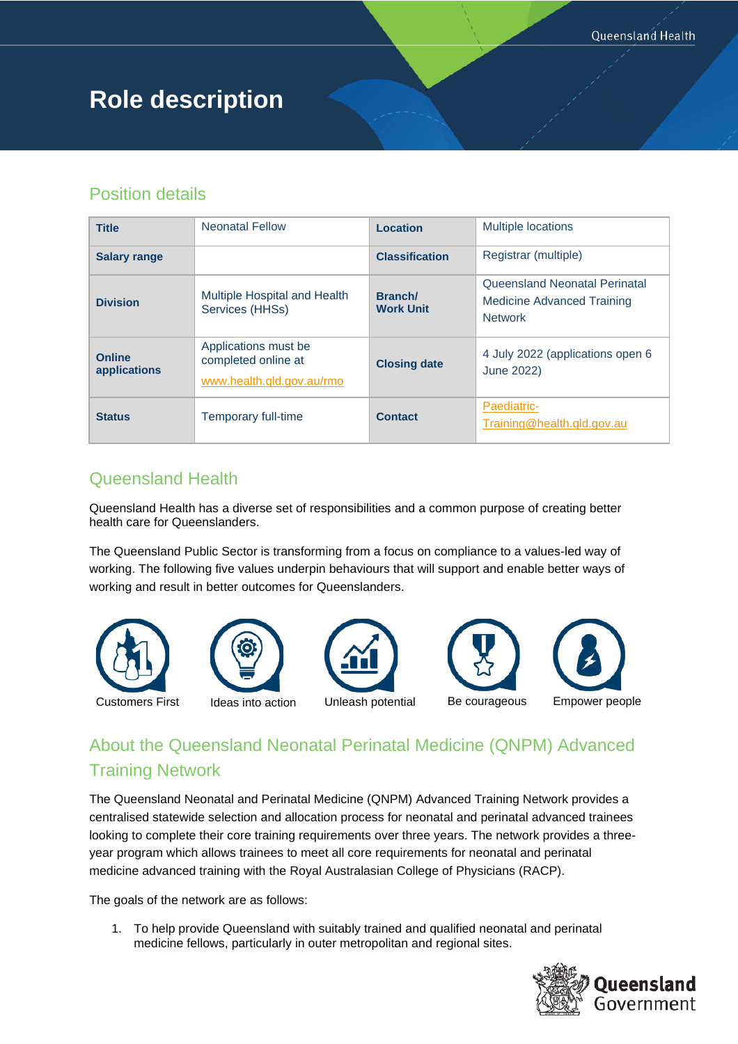# Role description

## Position details

| Title | Neonatal Fellow | Location | Multiple locations |
|---|---|---|---|
| Salary range | | Classification | Registrar (multiple) |
| Division | Multiple Hospital and Health Services (HHSs) | Branch/ Work Unit | Queensland Neonatal Perinatal Medicine Advanced Training Network |
| Online applications | Applications must be completed online at www.health.qld.gov.au/rmo | Closing date | 4 July 2022 (applications open 6 June 2022) |
| Status | Temporary full-time | Contact | Paediatric-Training@health.qld.gov.au |

## Queensland Health

Queensland Health has a diverse set of responsibilities and a common purpose of creating better health care for Queenslanders.

The Queensland Public Sector is transforming from a focus on compliance to a values-led way of working. The following five values underpin behaviours that will support and enable better ways of working and result in better outcomes for Queenslanders.

Customers First | Ideas into action | Unleash potential | Be courageous | Empower people

## About the Queensland Neonatal Perinatal Medicine (QNPM) Advanced Training Network

The Queensland Neonatal and Perinatal Medicine (QNPM) Advanced Training Network provides a centralised statewide selection and allocation process for neonatal and perinatal advanced trainees looking to complete their core training requirements over three years. The network provides a three-year program which allows trainees to meet all core requirements for neonatal and perinatal medicine advanced training with the Royal Australasian College of Physicians (RACP).

The goals of the network are as follows:

1. To help provide Queensland with suitably trained and qualified neonatal and perinatal medicine fellows, particularly in outer metropolitan and regional sites.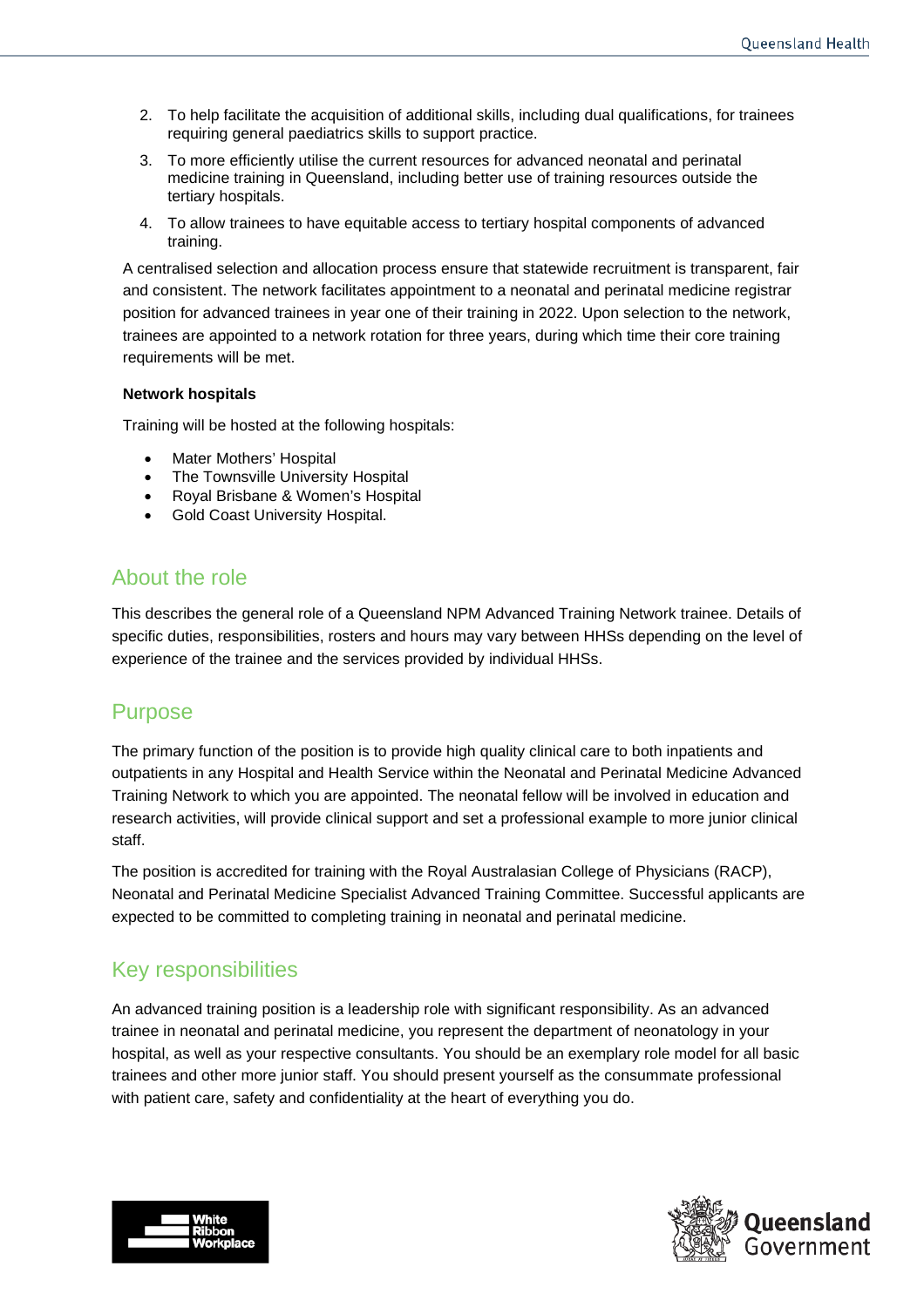2. To help facilitate the acquisition of additional skills, including dual qualifications, for trainees requiring general paediatrics skills to support practice.
3. To more efficiently utilise the current resources for advanced neonatal and perinatal medicine training in Queensland, including better use of training resources outside the tertiary hospitals.
4. To allow trainees to have equitable access to tertiary hospital components of advanced training.

A centralised selection and allocation process ensure that statewide recruitment is transparent, fair and consistent. The network facilitates appointment to a neonatal and perinatal medicine registrar position for advanced trainees in year one of their training in 2022. Upon selection to the network, trainees are appointed to a network rotation for three years, during which time their core training requirements will be met.

**Network hospitals**

Training will be hosted at the following hospitals:

- Mater Mothers' Hospital
- The Townsville University Hospital
- Royal Brisbane & Women's Hospital
- Gold Coast University Hospital.

## About the role

This describes the general role of a Queensland NPM Advanced Training Network trainee. Details of specific duties, responsibilities, rosters and hours may vary between HHSs depending on the level of experience of the trainee and the services provided by individual HHSs.

## Purpose

The primary function of the position is to provide high quality clinical care to both inpatients and outpatients in any Hospital and Health Service within the Neonatal and Perinatal Medicine Advanced Training Network to which you are appointed. The neonatal fellow will be involved in education and research activities, will provide clinical support and set a professional example to more junior clinical staff.

The position is accredited for training with the Royal Australasian College of Physicians (RACP), Neonatal and Perinatal Medicine Specialist Advanced Training Committee. Successful applicants are expected to be committed to completing training in neonatal and perinatal medicine.

## Key responsibilities

An advanced training position is a leadership role with significant responsibility. As an advanced trainee in neonatal and perinatal medicine, you represent the department of neonatology in your hospital, as well as your respective consultants. You should be an exemplary role model for all basic trainees and other more junior staff. You should present yourself as the consummate professional with patient care, safety and confidentiality at the heart of everything you do.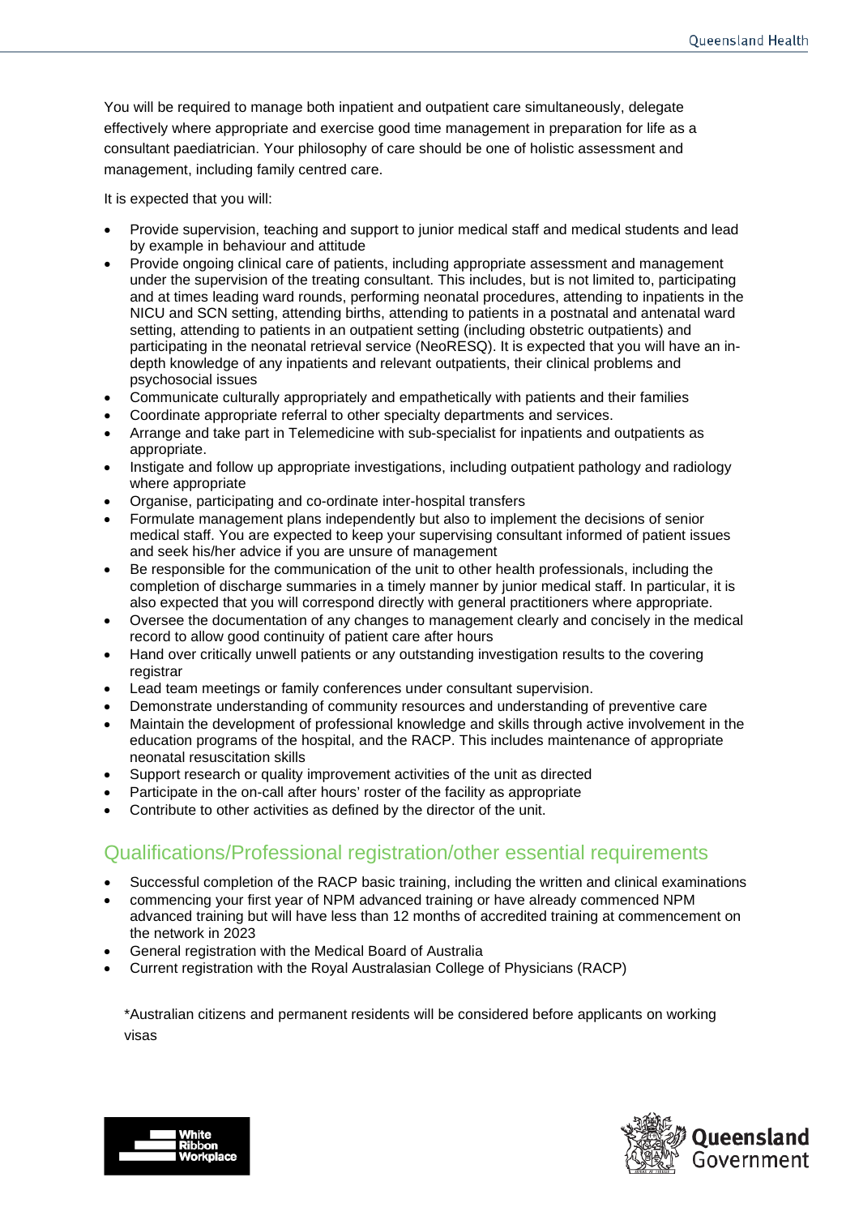You will be required to manage both inpatient and outpatient care simultaneously, delegate effectively where appropriate and exercise good time management in preparation for life as a consultant paediatrician. Your philosophy of care should be one of holistic assessment and management, including family centred care.

It is expected that you will:

- Provide supervision, teaching and support to junior medical staff and medical students and lead by example in behaviour and attitude
- Provide ongoing clinical care of patients, including appropriate assessment and management under the supervision of the treating consultant. This includes, but is not limited to, participating and at times leading ward rounds, performing neonatal procedures, attending to inpatients in the NICU and SCN setting, attending births, attending to patients in a postnatal and antenatal ward setting, attending to patients in an outpatient setting (including obstetric outpatients) and participating in the neonatal retrieval service (NeoRESQ). It is expected that you will have an in-depth knowledge of any inpatients and relevant outpatients, their clinical problems and psychosocial issues
- Communicate culturally appropriately and empathetically with patients and their families
- Coordinate appropriate referral to other specialty departments and services.
- Arrange and take part in Telemedicine with sub-specialist for inpatients and outpatients as appropriate.
- Instigate and follow up appropriate investigations, including outpatient pathology and radiology where appropriate
- Organise, participating and co-ordinate inter-hospital transfers
- Formulate management plans independently but also to implement the decisions of senior medical staff. You are expected to keep your supervising consultant informed of patient issues and seek his/her advice if you are unsure of management
- Be responsible for the communication of the unit to other health professionals, including the completion of discharge summaries in a timely manner by junior medical staff. In particular, it is also expected that you will correspond directly with general practitioners where appropriate.
- Oversee the documentation of any changes to management clearly and concisely in the medical record to allow good continuity of patient care after hours
- Hand over critically unwell patients or any outstanding investigation results to the covering registrar
- Lead team meetings or family conferences under consultant supervision.
- Demonstrate understanding of community resources and understanding of preventive care
- Maintain the development of professional knowledge and skills through active involvement in the education programs of the hospital, and the RACP. This includes maintenance of appropriate neonatal resuscitation skills
- Support research or quality improvement activities of the unit as directed
- Participate in the on-call after hours' roster of the facility as appropriate
- Contribute to other activities as defined by the director of the unit.

## Qualifications/Professional registration/other essential requirements

- Successful completion of the RACP basic training, including the written and clinical examinations
- commencing your first year of NPM advanced training or have already commenced NPM advanced training but will have less than 12 months of accredited training at commencement on the network in 2023
- General registration with the Medical Board of Australia
- Current registration with the Royal Australasian College of Physicians (RACP)

*Australian citizens and permanent residents will be considered before applicants on working visas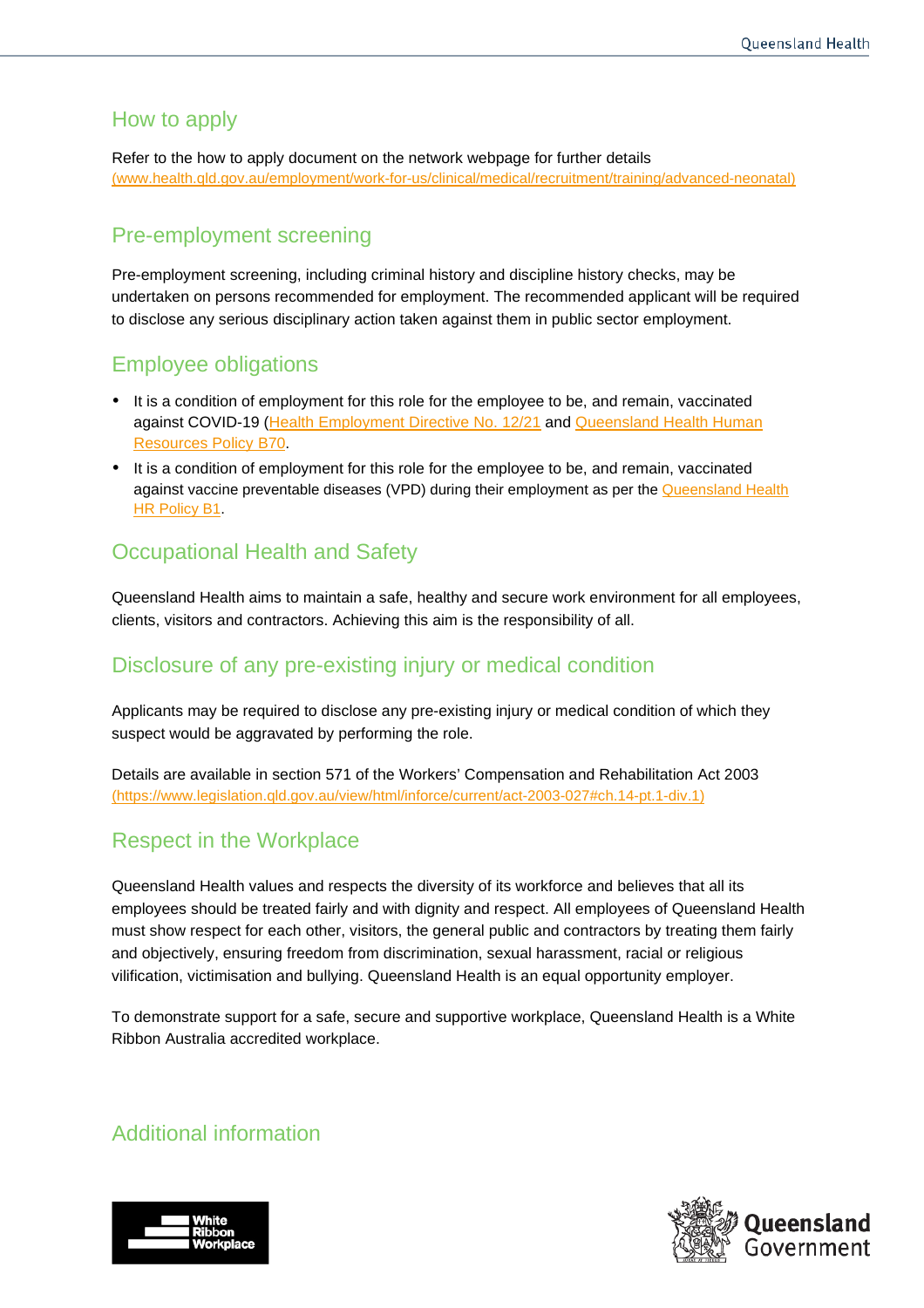## How to apply

Refer to the how to apply document on the network webpage for further details (www.health.qld.gov.au/employment/work-for-us/clinical/medical/recruitment/training/advanced-neonatal)

## Pre-employment screening

Pre-employment screening, including criminal history and discipline history checks, may be undertaken on persons recommended for employment. The recommended applicant will be required to disclose any serious disciplinary action taken against them in public sector employment.

## Employee obligations

- It is a condition of employment for this role for the employee to be, and remain, vaccinated against COVID-19 (Health Employment Directive No. 12/21 and Queensland Health Human Resources Policy B70.
- It is a condition of employment for this role for the employee to be, and remain, vaccinated against vaccine preventable diseases (VPD) during their employment as per the Queensland Health HR Policy B1.

## Occupational Health and Safety

Queensland Health aims to maintain a safe, healthy and secure work environment for all employees, clients, visitors and contractors. Achieving this aim is the responsibility of all.

## Disclosure of any pre-existing injury or medical condition

Applicants may be required to disclose any pre-existing injury or medical condition of which they suspect would be aggravated by performing the role.

Details are available in section 571 of the Workers' Compensation and Rehabilitation Act 2003 (https://www.legislation.qld.gov.au/view/html/inforce/current/act-2003-027#ch.14-pt.1-div.1)

## Respect in the Workplace

Queensland Health values and respects the diversity of its workforce and believes that all its employees should be treated fairly and with dignity and respect. All employees of Queensland Health must show respect for each other, visitors, the general public and contractors by treating them fairly and objectively, ensuring freedom from discrimination, sexual harassment, racial or religious vilification, victimisation and bullying. Queensland Health is an equal opportunity employer.

To demonstrate support for a safe, secure and supportive workplace, Queensland Health is a White Ribbon Australia accredited workplace.

## Additional information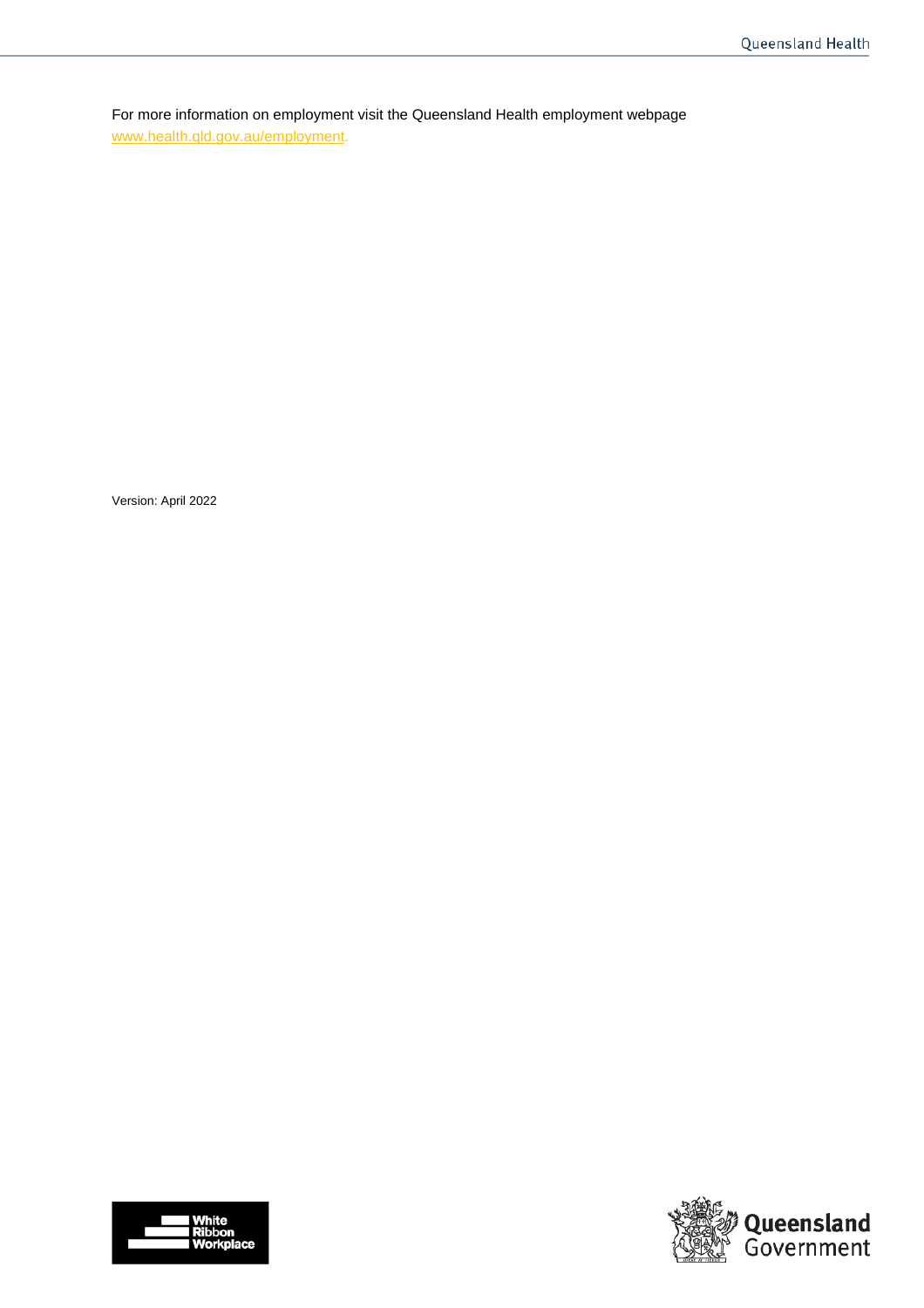For more information on employment visit the Queensland Health employment webpage [www.health.qld.gov.au/employment](www.health.qld.gov.au/employment).

Version: April 2022